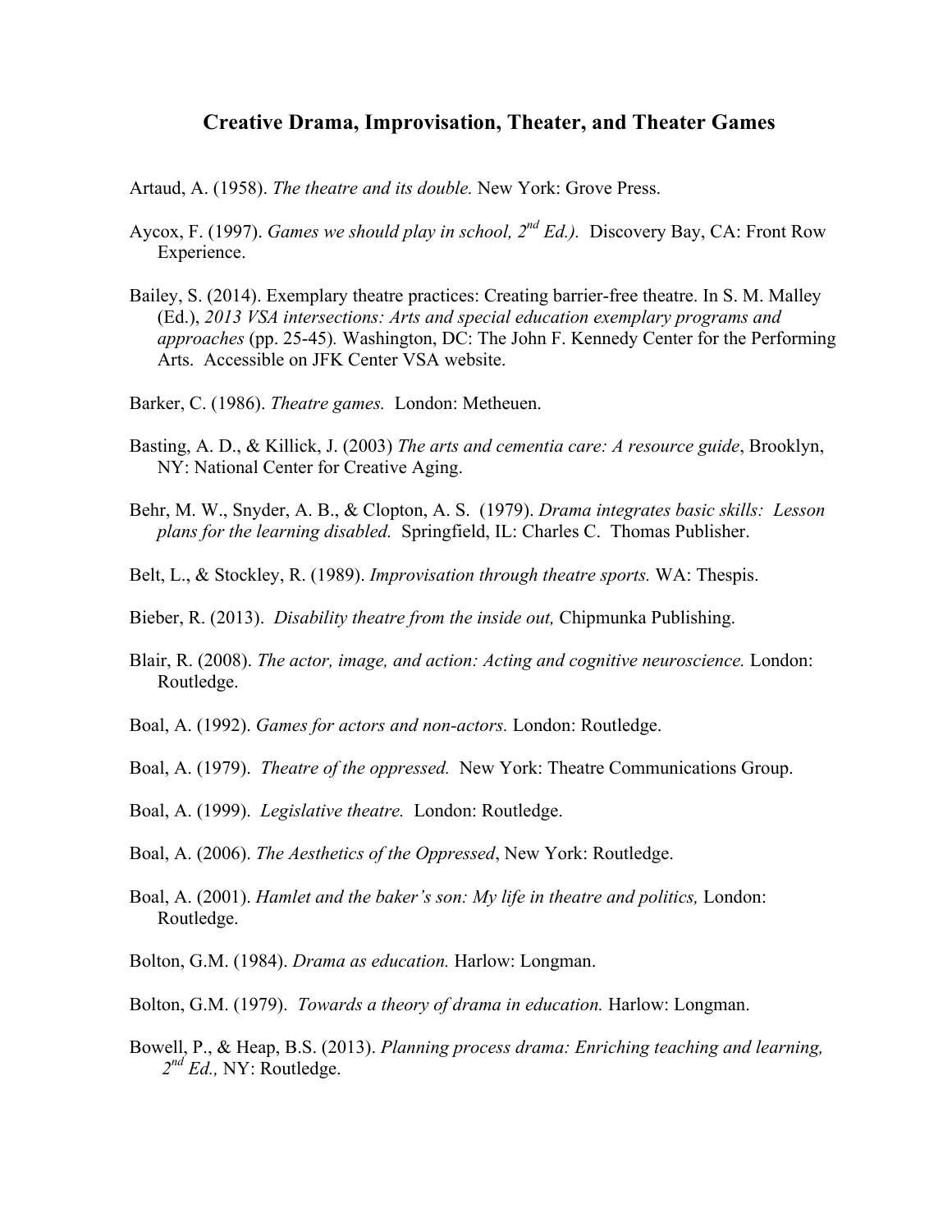# Creative Drama, Improvisation, Theater, and Theater Games

Artaud, A. (1958). *The theatre and its double.* New York: Grove Press.

Aycox, F. (1997). *Games we should play in school, 2nd Ed.).* Discovery Bay, CA: Front Row Experience.

Bailey, S. (2014). Exemplary theatre practices: Creating barrier-free theatre. In S. M. Malley (Ed.), *2013 VSA intersections: Arts and special education exemplary programs and approaches* (pp. 25-45). Washington, DC: The John F. Kennedy Center for the Performing Arts. Accessible on JFK Center VSA website.

Barker, C. (1986). *Theatre games.* London: Metheuen.

Basting, A. D., & Killick, J. (2003) *The arts and cementia care: A resource guide*, Brooklyn, NY: National Center for Creative Aging.

Behr, M. W., Snyder, A. B., & Clopton, A. S. (1979). *Drama integrates basic skills: Lesson plans for the learning disabled.* Springfield, IL: Charles C. Thomas Publisher.

Belt, L., & Stockley, R. (1989). *Improvisation through theatre sports.* WA: Thespis.

Bieber, R. (2013). *Disability theatre from the inside out,* Chipmunka Publishing.

Blair, R. (2008). *The actor, image, and action: Acting and cognitive neuroscience.* London: Routledge.

Boal, A. (1992). *Games for actors and non-actors.* London: Routledge.

Boal, A. (1979). *Theatre of the oppressed.* New York: Theatre Communications Group.

Boal, A. (1999). *Legislative theatre.* London: Routledge.

Boal, A. (2006). *The Aesthetics of the Oppressed*, New York: Routledge.

Boal, A. (2001). *Hamlet and the baker's son: My life in theatre and politics,* London: Routledge.

Bolton, G.M. (1984). *Drama as education.* Harlow: Longman.

Bolton, G.M. (1979). *Towards a theory of drama in education.* Harlow: Longman.

Bowell, P., & Heap, B.S. (2013). *Planning process drama: Enriching teaching and learning, 2nd Ed.,* NY: Routledge.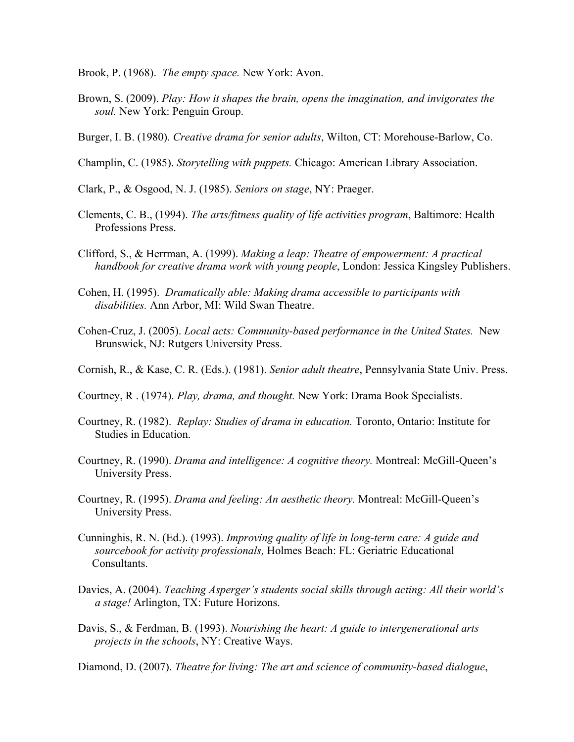Brook, P. (1968). *The empty space.* New York: Avon.

Brown, S. (2009). *Play: How it shapes the brain, opens the imagination, and invigorates the soul.* New York: Penguin Group.

Burger, I. B. (1980). *Creative drama for senior adults*, Wilton, CT: Morehouse-Barlow, Co.

Champlin, C. (1985). *Storytelling with puppets.* Chicago: American Library Association.

Clark, P., & Osgood, N. J. (1985). *Seniors on stage*, NY: Praeger.

Clements, C. B., (1994). *The arts/fitness quality of life activities program*, Baltimore: Health Professions Press.

Clifford, S., & Herrman, A. (1999). *Making a leap: Theatre of empowerment: A practical handbook for creative drama work with young people*, London: Jessica Kingsley Publishers.

Cohen, H. (1995). *Dramatically able: Making drama accessible to participants with disabilities.* Ann Arbor, MI: Wild Swan Theatre.

Cohen-Cruz, J. (2005). *Local acts: Community-based performance in the United States.* New Brunswick, NJ: Rutgers University Press.

Cornish, R., & Kase, C. R. (Eds.). (1981). *Senior adult theatre*, Pennsylvania State Univ. Press.

Courtney, R . (1974). *Play, drama, and thought.* New York: Drama Book Specialists.

Courtney, R. (1982). *Replay: Studies of drama in education.* Toronto, Ontario: Institute for Studies in Education.

Courtney, R. (1990). *Drama and intelligence: A cognitive theory.* Montreal: McGill-Queen's University Press.

Courtney, R. (1995). *Drama and feeling: An aesthetic theory.* Montreal: McGill-Queen's University Press.

Cunninghis, R. N. (Ed.). (1993). *Improving quality of life in long-term care: A guide and sourcebook for activity professionals,* Holmes Beach: FL: Geriatric Educational Consultants.

Davies, A. (2004). *Teaching Asperger's students social skills through acting: All their world's a stage!* Arlington, TX: Future Horizons.

Davis, S., & Ferdman, B. (1993). *Nourishing the heart: A guide to intergenerational arts projects in the schools*, NY: Creative Ways.

Diamond, D. (2007). *Theatre for living: The art and science of community-based dialogue*,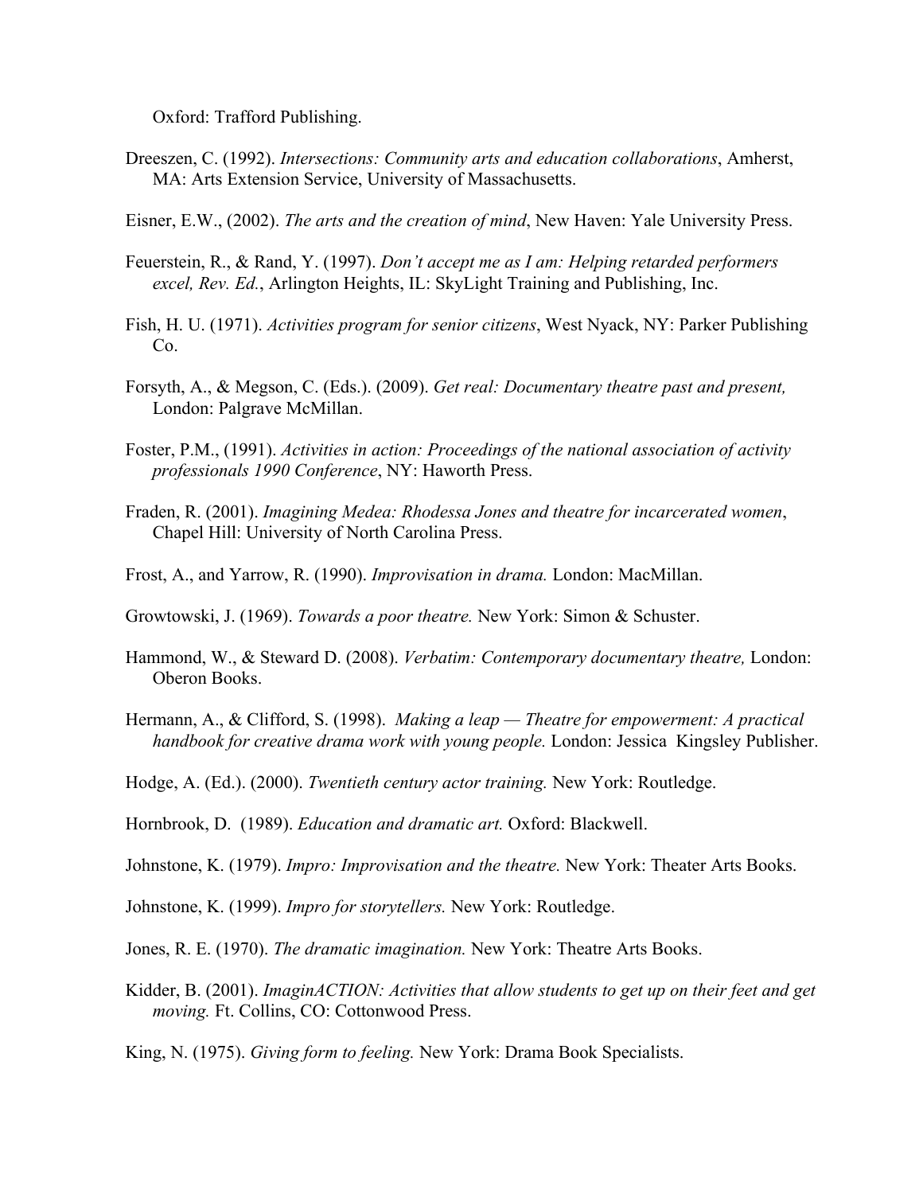Oxford: Trafford Publishing.

Dreeszen, C. (1992). *Intersections: Community arts and education collaborations*, Amherst, MA: Arts Extension Service, University of Massachusetts.

Eisner, E.W., (2002). *The arts and the creation of mind*, New Haven: Yale University Press.

Feuerstein, R., & Rand, Y. (1997). *Don't accept me as I am: Helping retarded performers excel, Rev. Ed.*, Arlington Heights, IL: SkyLight Training and Publishing, Inc.

Fish, H. U. (1971). *Activities program for senior citizens*, West Nyack, NY: Parker Publishing Co.

Forsyth, A., & Megson, C. (Eds.). (2009). *Get real: Documentary theatre past and present,* London: Palgrave McMillan.

Foster, P.M., (1991). *Activities in action: Proceedings of the national association of activity professionals 1990 Conference*, NY: Haworth Press.

Fraden, R. (2001). *Imagining Medea: Rhodessa Jones and theatre for incarcerated women*, Chapel Hill: University of North Carolina Press.

Frost, A., and Yarrow, R. (1990). *Improvisation in drama.* London: MacMillan.

Growtowski, J. (1969). *Towards a poor theatre.* New York: Simon & Schuster.

Hammond, W., & Steward D. (2008). *Verbatim: Contemporary documentary theatre,* London: Oberon Books.

Hermann, A., & Clifford, S. (1998). *Making a leap — Theatre for empowerment: A practical handbook for creative drama work with young people.* London: Jessica Kingsley Publisher.

Hodge, A. (Ed.). (2000). *Twentieth century actor training.* New York: Routledge.

Hornbrook, D. (1989). *Education and dramatic art.* Oxford: Blackwell.

Johnstone, K. (1979). *Impro: Improvisation and the theatre.* New York: Theater Arts Books.

Johnstone, K. (1999). *Impro for storytellers.* New York: Routledge.

Jones, R. E. (1970). *The dramatic imagination.* New York: Theatre Arts Books.

Kidder, B. (2001). *ImaginACTION: Activities that allow students to get up on their feet and get moving.* Ft. Collins, CO: Cottonwood Press.

King, N. (1975). *Giving form to feeling.* New York: Drama Book Specialists.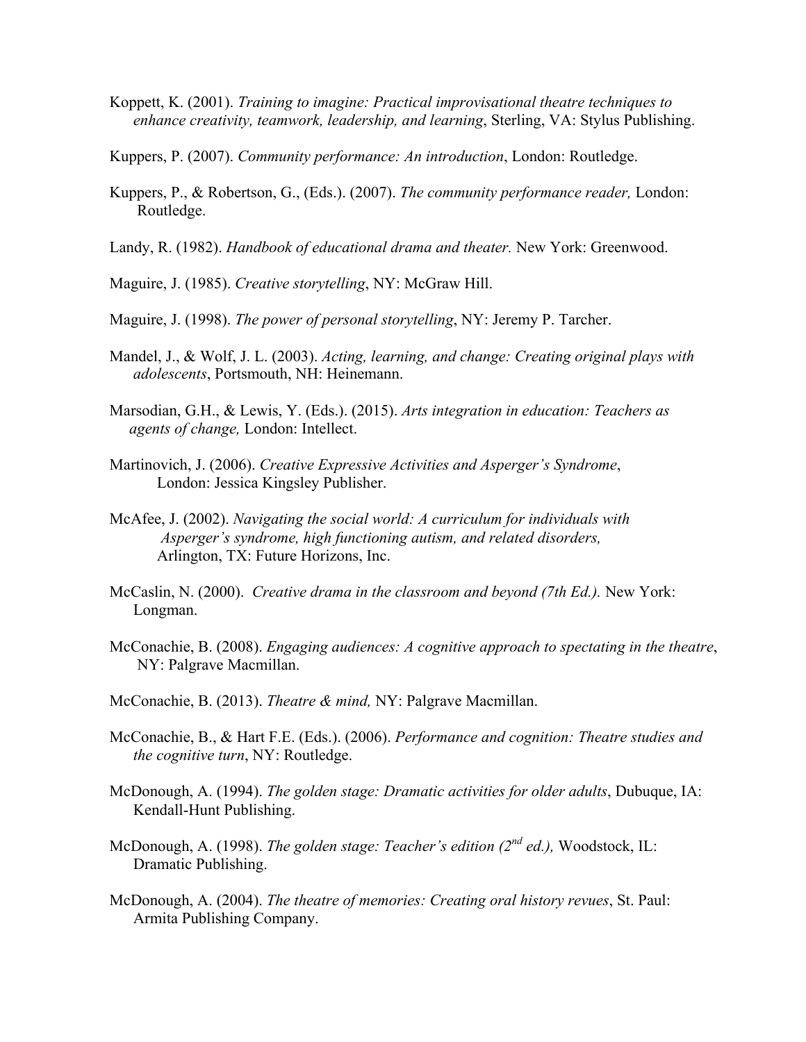Koppett, K. (2001). *Training to imagine: Practical improvisational theatre techniques to enhance creativity, teamwork, leadership, and learning*, Sterling, VA: Stylus Publishing.

Kuppers, P. (2007). *Community performance: An introduction*, London: Routledge.

Kuppers, P., & Robertson, G., (Eds.). (2007). *The community performance reader,* London: Routledge.

Landy, R. (1982). *Handbook of educational drama and theater.* New York: Greenwood.

Maguire, J. (1985). *Creative storytelling*, NY: McGraw Hill.

Maguire, J. (1998). *The power of personal storytelling*, NY: Jeremy P. Tarcher.

Mandel, J., & Wolf, J. L. (2003). *Acting, learning, and change: Creating original plays with adolescents*, Portsmouth, NH: Heinemann.

Marsodian, G.H., & Lewis, Y. (Eds.). (2015). *Arts integration in education: Teachers as agents of change,* London: Intellect.

Martinovich, J. (2006). *Creative Expressive Activities and Asperger's Syndrome*, London: Jessica Kingsley Publisher.

McAfee, J. (2002). *Navigating the social world: A curriculum for individuals with Asperger's syndrome, high functioning autism, and related disorders,* Arlington, TX: Future Horizons, Inc.

McCaslin, N. (2000). *Creative drama in the classroom and beyond (7th Ed.).* New York: Longman.

McConachie, B. (2008). *Engaging audiences: A cognitive approach to spectating in the theatre*, NY: Palgrave Macmillan.

McConachie, B. (2013). *Theatre & mind,* NY: Palgrave Macmillan.

McConachie, B., & Hart F.E. (Eds.). (2006). *Performance and cognition: Theatre studies and the cognitive turn*, NY: Routledge.

McDonough, A. (1994). *The golden stage: Dramatic activities for older adults*, Dubuque, IA: Kendall-Hunt Publishing.

McDonough, A. (1998). *The golden stage: Teacher's edition (2nd ed.),* Woodstock, IL: Dramatic Publishing.

McDonough, A. (2004). *The theatre of memories: Creating oral history revues*, St. Paul: Armita Publishing Company.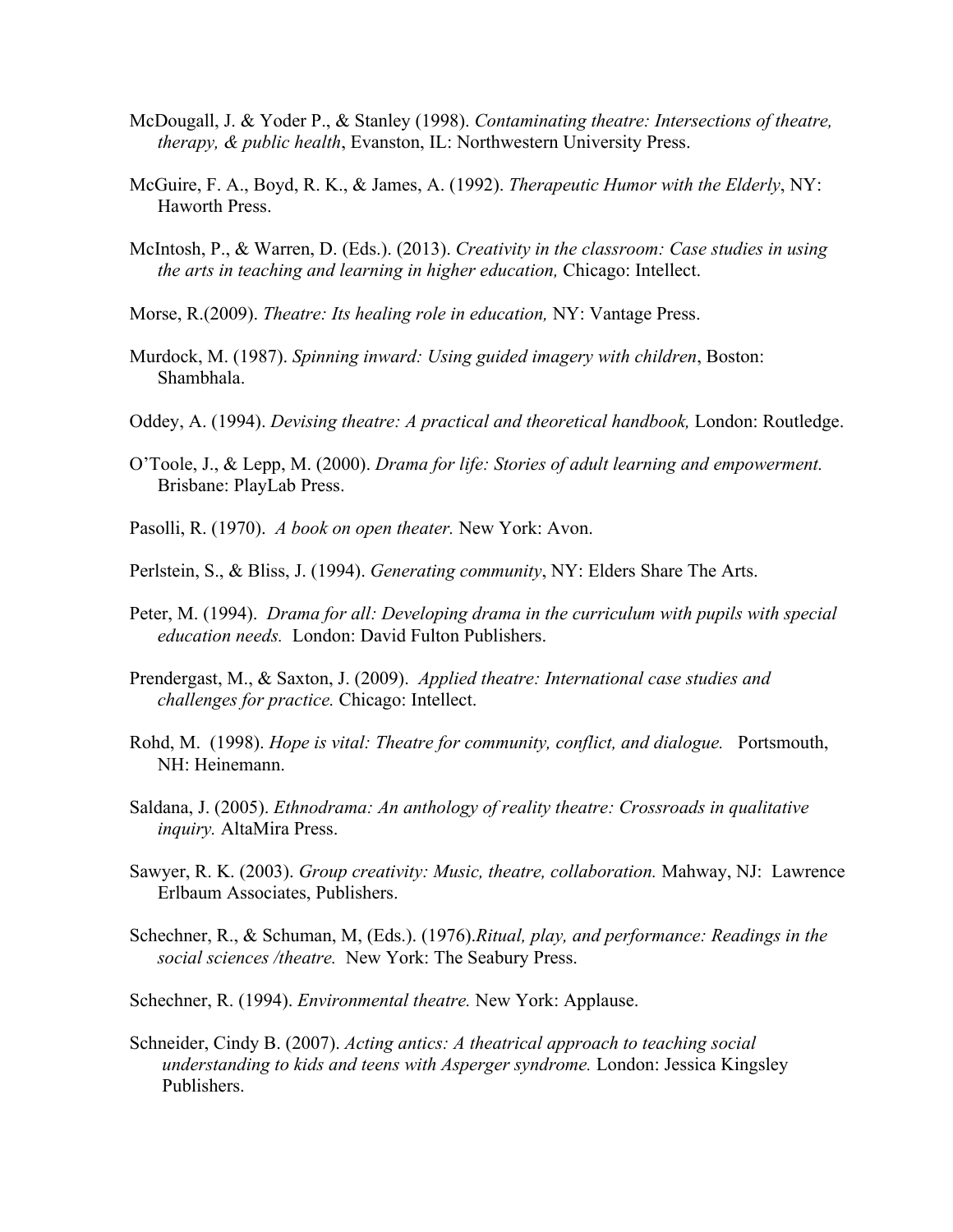McDougall, J. & Yoder P., & Stanley (1998). *Contaminating theatre: Intersections of theatre, therapy, & public health*, Evanston, IL: Northwestern University Press.

McGuire, F. A., Boyd, R. K., & James, A. (1992). *Therapeutic Humor with the Elderly*, NY: Haworth Press.

McIntosh, P., & Warren, D. (Eds.). (2013). *Creativity in the classroom: Case studies in using the arts in teaching and learning in higher education,* Chicago: Intellect.

Morse, R.(2009). *Theatre: Its healing role in education,* NY: Vantage Press.

Murdock, M. (1987). *Spinning inward: Using guided imagery with children*, Boston: Shambhala.

Oddey, A. (1994). *Devising theatre: A practical and theoretical handbook,* London: Routledge.

O'Toole, J., & Lepp, M. (2000). *Drama for life: Stories of adult learning and empowerment.* Brisbane: PlayLab Press.

Pasolli, R. (1970). *A book on open theater.* New York: Avon.

Perlstein, S., & Bliss, J. (1994). *Generating community*, NY: Elders Share The Arts.

Peter, M. (1994). *Drama for all: Developing drama in the curriculum with pupils with special education needs.* London: David Fulton Publishers.

Prendergast, M., & Saxton, J. (2009). *Applied theatre: International case studies and challenges for practice.* Chicago: Intellect.

Rohd, M. (1998). *Hope is vital: Theatre for community, conflict, and dialogue.* Portsmouth, NH: Heinemann.

Saldana, J. (2005). *Ethnodrama: An anthology of reality theatre: Crossroads in qualitative inquiry.* AltaMira Press.

Sawyer, R. K. (2003). *Group creativity: Music, theatre, collaboration.* Mahway, NJ: Lawrence Erlbaum Associates, Publishers.

Schechner, R., & Schuman, M, (Eds.). (1976).*Ritual, play, and performance: Readings in the social sciences /theatre.* New York: The Seabury Press.

Schechner, R. (1994). *Environmental theatre.* New York: Applause.

Schneider, Cindy B. (2007). *Acting antics: A theatrical approach to teaching social understanding to kids and teens with Asperger syndrome.* London: Jessica Kingsley Publishers.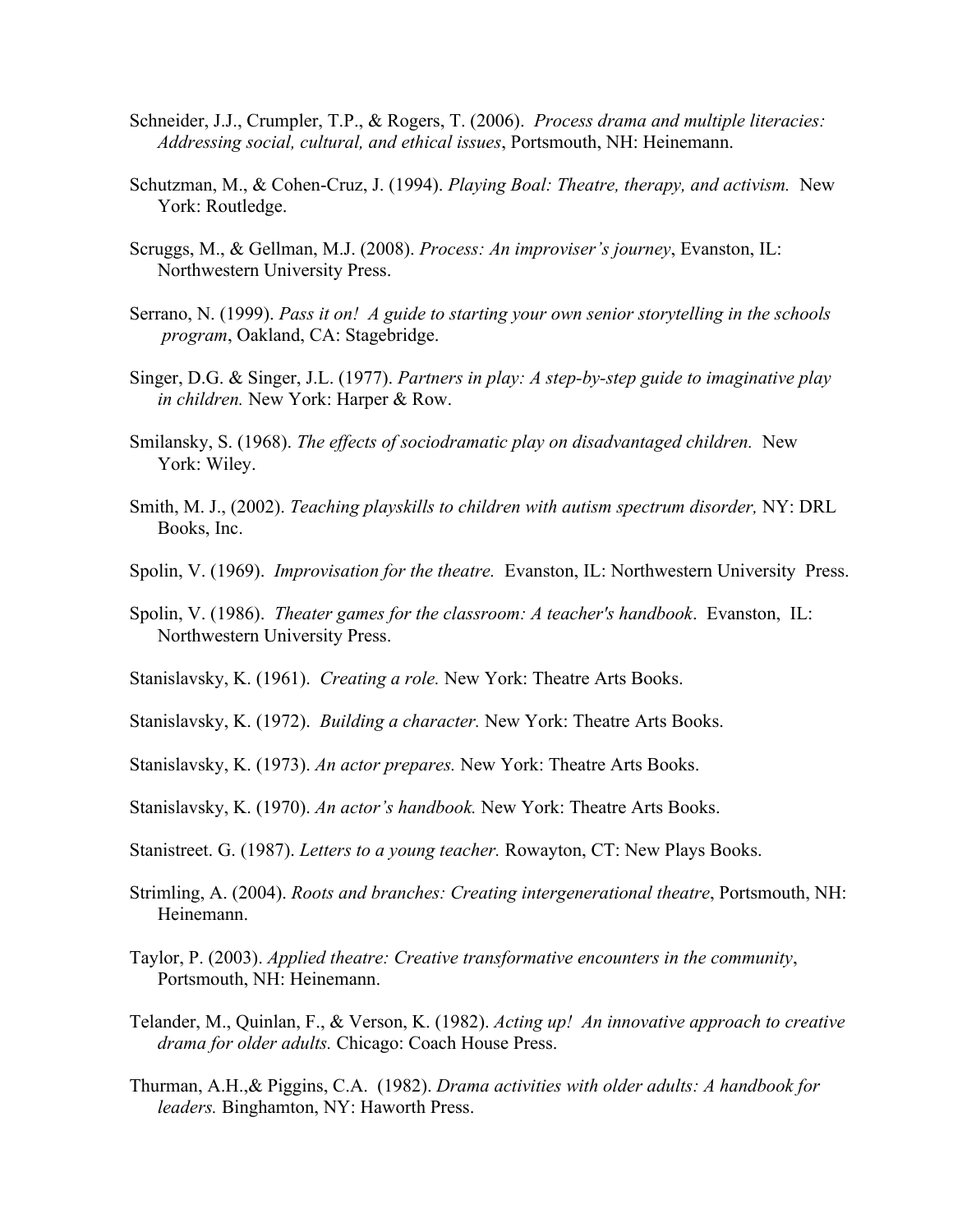Schneider, J.J., Crumpler, T.P., & Rogers, T. (2006). *Process drama and multiple literacies: Addressing social, cultural, and ethical issues*, Portsmouth, NH: Heinemann.

Schutzman, M., & Cohen-Cruz, J. (1994). *Playing Boal: Theatre, therapy, and activism.* New York: Routledge.

Scruggs, M., & Gellman, M.J. (2008). *Process: An improviser's journey*, Evanston, IL: Northwestern University Press.

Serrano, N. (1999). *Pass it on! A guide to starting your own senior storytelling in the schools program*, Oakland, CA: Stagebridge.

Singer, D.G. & Singer, J.L. (1977). *Partners in play: A step-by-step guide to imaginative play in children.* New York: Harper & Row.

Smilansky, S. (1968). *The effects of sociodramatic play on disadvantaged children.* New York: Wiley.

Smith, M. J., (2002). *Teaching playskills to children with autism spectrum disorder,* NY: DRL Books, Inc.

Spolin, V. (1969). *Improvisation for the theatre.* Evanston, IL: Northwestern University Press.

Spolin, V. (1986). *Theater games for the classroom: A teacher's handbook*. Evanston, IL: Northwestern University Press.

Stanislavsky, K. (1961). *Creating a role.* New York: Theatre Arts Books.

Stanislavsky, K. (1972). *Building a character.* New York: Theatre Arts Books.

Stanislavsky, K. (1973). *An actor prepares.* New York: Theatre Arts Books.

Stanislavsky, K. (1970). *An actor's handbook.* New York: Theatre Arts Books.

Stanistreet. G. (1987). *Letters to a young teacher.* Rowayton, CT: New Plays Books.

Strimling, A. (2004). *Roots and branches: Creating intergenerational theatre*, Portsmouth, NH: Heinemann.

Taylor, P. (2003). *Applied theatre: Creative transformative encounters in the community*, Portsmouth, NH: Heinemann.

Telander, M., Quinlan, F., & Verson, K. (1982). *Acting up! An innovative approach to creative drama for older adults.* Chicago: Coach House Press.

Thurman, A.H.,& Piggins, C.A. (1982). *Drama activities with older adults: A handbook for leaders.* Binghamton, NY: Haworth Press.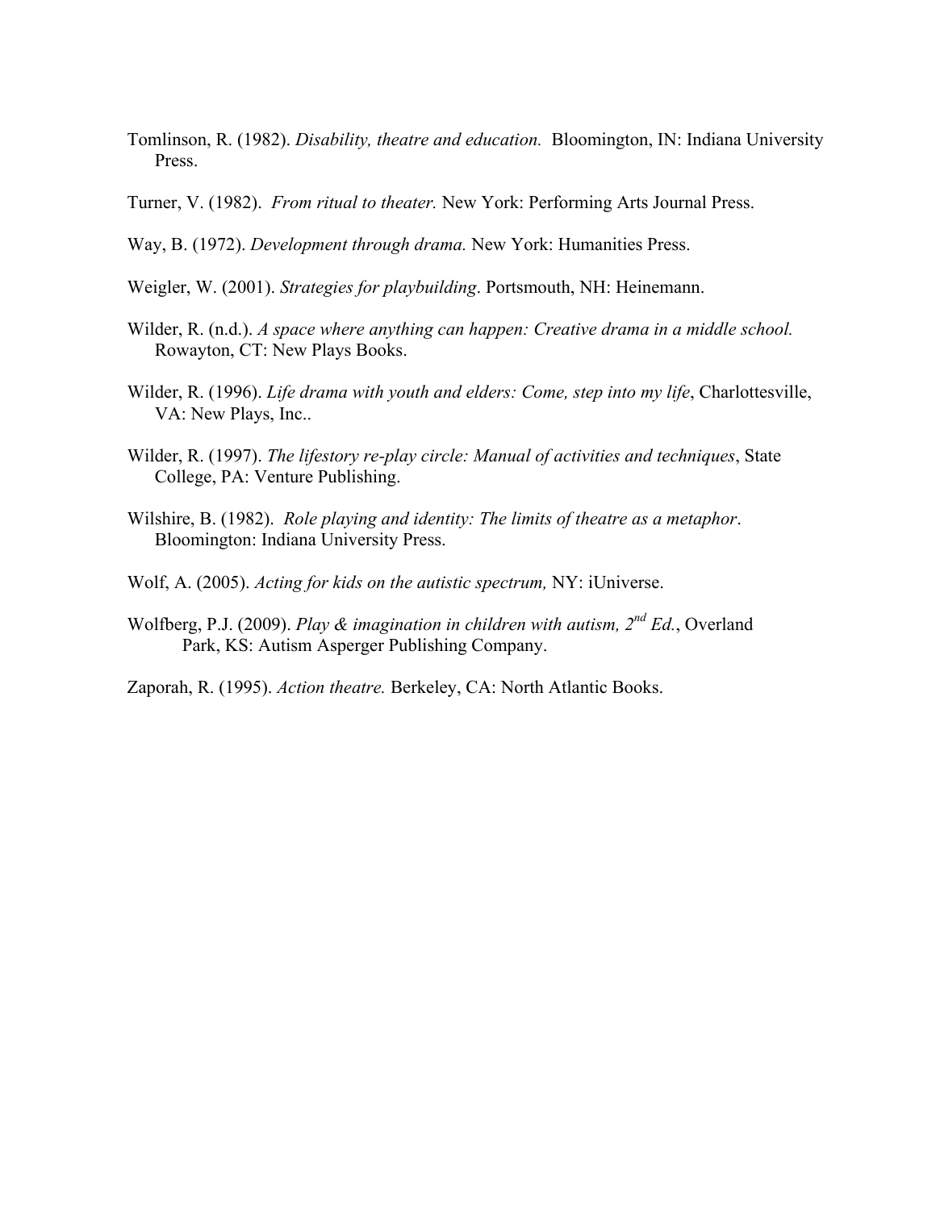Tomlinson, R. (1982). *Disability, theatre and education.* Bloomington, IN: Indiana University Press.

Turner, V. (1982). *From ritual to theater.* New York: Performing Arts Journal Press.

Way, B. (1972). *Development through drama.* New York: Humanities Press.

Weigler, W. (2001). *Strategies for playbuilding*. Portsmouth, NH: Heinemann.

Wilder, R. (n.d.). *A space where anything can happen: Creative drama in a middle school.* Rowayton, CT: New Plays Books.

Wilder, R. (1996). *Life drama with youth and elders: Come, step into my life*, Charlottesville, VA: New Plays, Inc..

Wilder, R. (1997). *The lifestory re-play circle: Manual of activities and techniques*, State College, PA: Venture Publishing.

Wilshire, B. (1982). *Role playing and identity: The limits of theatre as a metaphor*. Bloomington: Indiana University Press.

Wolf, A. (2005). *Acting for kids on the autistic spectrum,* NY: iUniverse.

Wolfberg, P.J. (2009). *Play & imagination in children with autism, 2nd Ed.*, Overland Park, KS: Autism Asperger Publishing Company.

Zaporah, R. (1995). *Action theatre.* Berkeley, CA: North Atlantic Books.